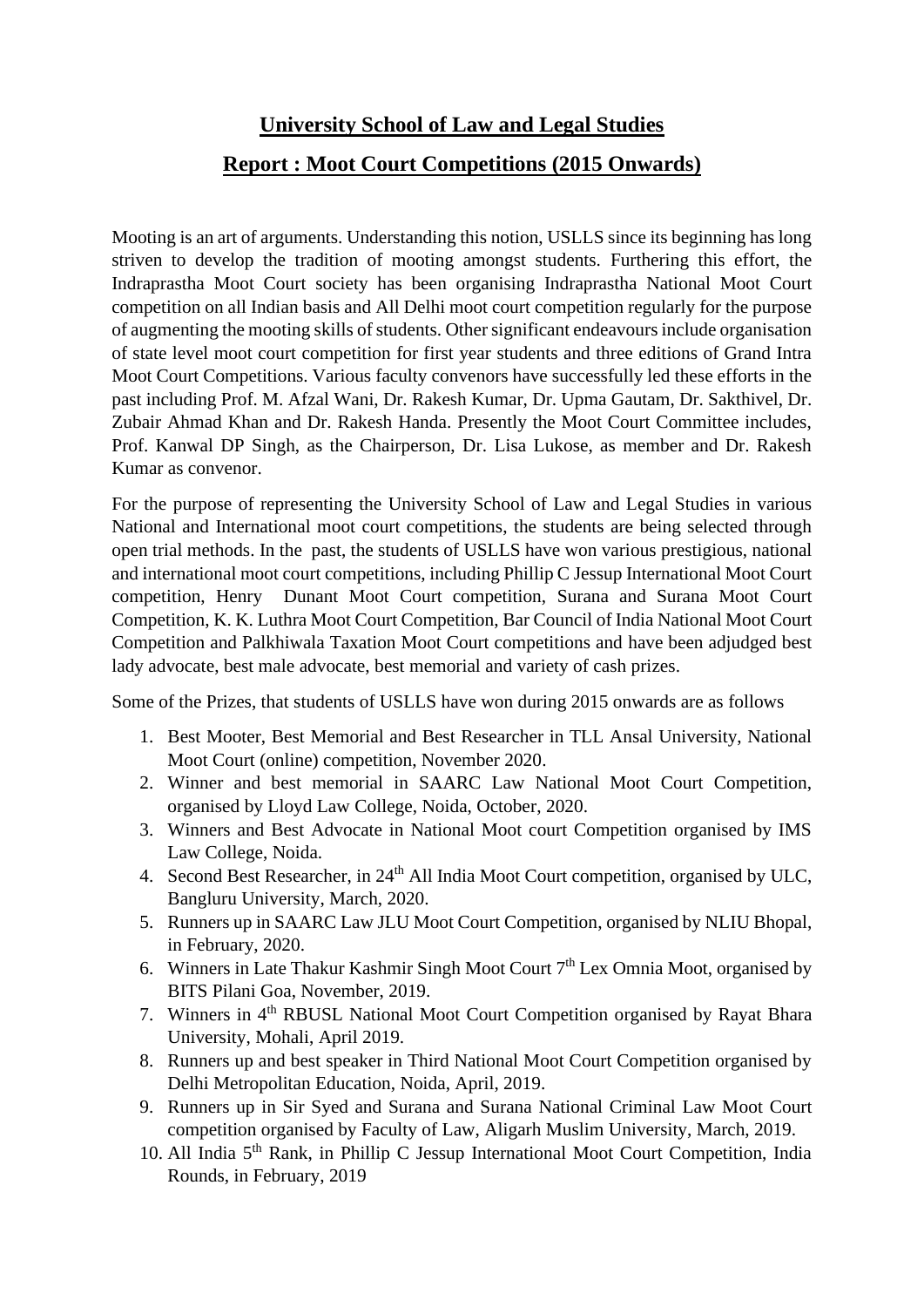# University School of Law and Legal Studies

## Report : Moot Court Competitions (2015 Onwards)

Mooting is an art of arguments. Understanding this notion, USLLS since its beginning has long striven to develop the tradition of mooting amongst students. Furthering this effort, the Indraprastha Moot Court society has been organising Indraprastha National Moot Court competition on all Indian basis and All Delhi moot court competition regularly for the purpose of augmenting the mooting skills of students. Other significant endeavours include organisation of state level moot court competition for first year students and three editions of Grand Intra Moot Court Competitions. Various faculty convenors have successfully led these efforts in the past including Prof. M. Afzal Wani, Dr. Rakesh Kumar, Dr. Upma Gautam, Dr. Sakthivel, Dr. Zubair Ahmad Khan and Dr. Rakesh Handa. Presently the Moot Court Committee includes, Prof. Kanwal DP Singh, as the Chairperson, Dr. Lisa Lukose, as member and Dr. Rakesh Kumar as convenor.

For the purpose of representing the University School of Law and Legal Studies in various National and International moot court competitions, the students are being selected through open trial methods. In the past, the students of USLLS have won various prestigious, national and international moot court competitions, including Phillip C Jessup International Moot Court competition, Henry Dunant Moot Court competition, Surana and Surana Moot Court Competition, K. K. Luthra Moot Court Competition, Bar Council of India National Moot Court Competition and Palkhiwala Taxation Moot Court competitions and have been adjudged best lady advocate, best male advocate, best memorial and variety of cash prizes.

Some of the Prizes, that students of USLLS have won during 2015 onwards are as follows

1. Best Mooter, Best Memorial and Best Researcher in TLL Ansal University, National Moot Court (online) competition, November 2020.
2. Winner and best memorial in SAARC Law National Moot Court Competition, organised by Lloyd Law College, Noida, October, 2020.
3. Winners and Best Advocate in National Moot court Competition organised by IMS Law College, Noida.
4. Second Best Researcher, in 24th All India Moot Court competition, organised by ULC, Bangluru University, March, 2020.
5. Runners up in SAARC Law JLU Moot Court Competition, organised by NLIU Bhopal, in February, 2020.
6. Winners in Late Thakur Kashmir Singh Moot Court 7th Lex Omnia Moot, organised by BITS Pilani Goa, November, 2019.
7. Winners in 4th RBUSL National Moot Court Competition organised by Rayat Bhara University, Mohali, April 2019.
8. Runners up and best speaker in Third National Moot Court Competition organised by Delhi Metropolitan Education, Noida, April, 2019.
9. Runners up in Sir Syed and Surana and Surana National Criminal Law Moot Court competition organised by Faculty of Law, Aligarh Muslim University, March, 2019.
10. All India 5th Rank, in Phillip C Jessup International Moot Court Competition, India Rounds, in February, 2019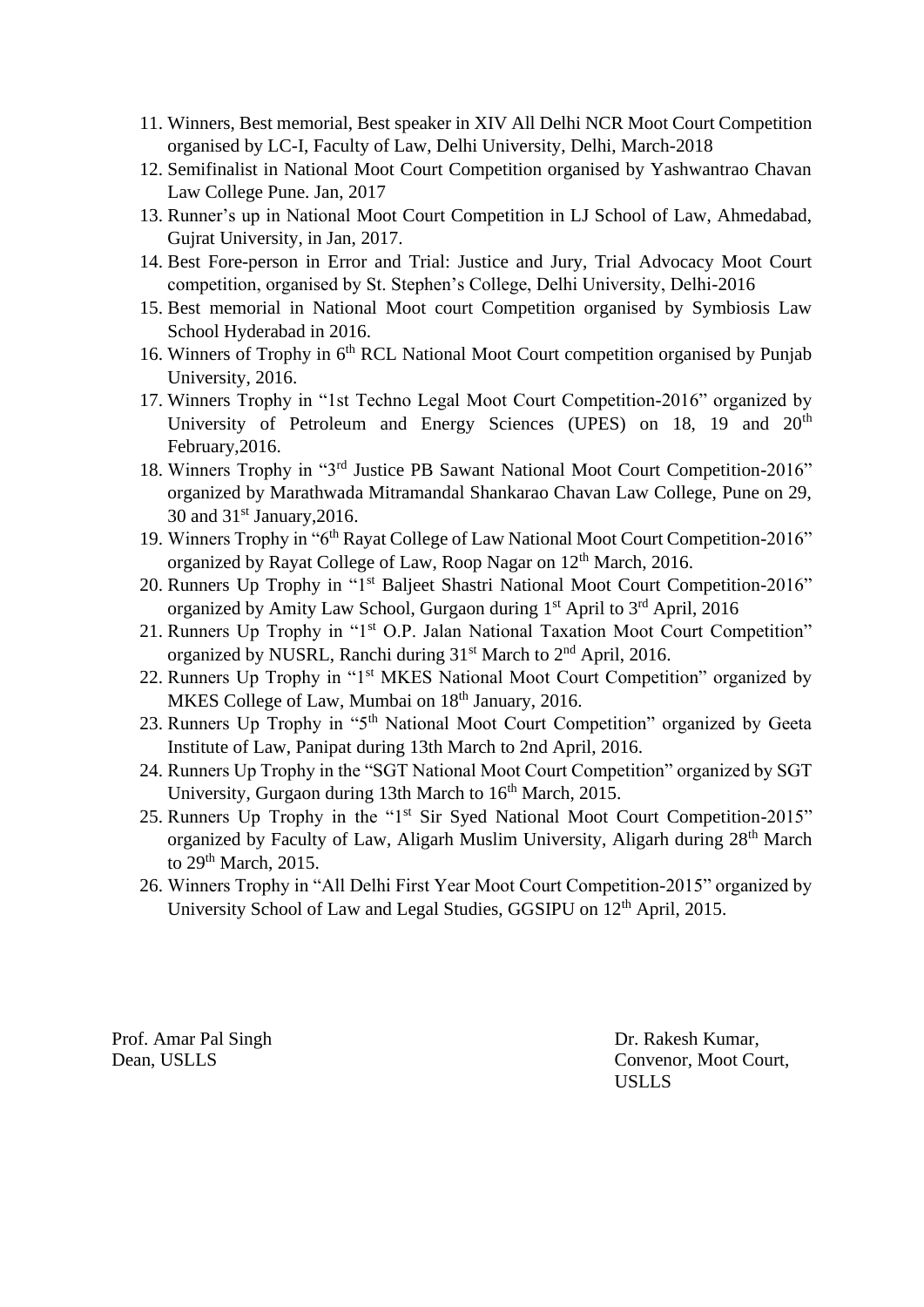11. Winners, Best memorial, Best speaker in XIV All Delhi NCR Moot Court Competition organised by LC-I, Faculty of Law, Delhi University, Delhi, March-2018
12. Semifinalist in National Moot Court Competition organised by Yashwantrao Chavan Law College Pune. Jan, 2017
13. Runner's up in National Moot Court Competition in LJ School of Law, Ahmedabad, Gujrat University, in Jan, 2017.
14. Best Fore-person in Error and Trial: Justice and Jury, Trial Advocacy Moot Court competition, organised by St. Stephen's College, Delhi University, Delhi-2016
15. Best memorial in National Moot court Competition organised by Symbiosis Law School Hyderabad in 2016.
16. Winners of Trophy in 6th RCL National Moot Court competition organised by Punjab University, 2016.
17. Winners Trophy in "1st Techno Legal Moot Court Competition-2016" organized by University of Petroleum and Energy Sciences (UPES) on 18, 19 and 20th February,2016.
18. Winners Trophy in "3rd Justice PB Sawant National Moot Court Competition-2016" organized by Marathwada Mitramandal Shankarao Chavan Law College, Pune on 29, 30 and 31st January,2016.
19. Winners Trophy in "6th Rayat College of Law National Moot Court Competition-2016" organized by Rayat College of Law, Roop Nagar on 12th March, 2016.
20. Runners Up Trophy in "1st Baljeet Shastri National Moot Court Competition-2016" organized by Amity Law School, Gurgaon during 1st April to 3rd April, 2016
21. Runners Up Trophy in "1st O.P. Jalan National Taxation Moot Court Competition" organized by NUSRL, Ranchi during 31st March to 2nd April, 2016.
22. Runners Up Trophy in "1st MKES National Moot Court Competition" organized by MKES College of Law, Mumbai on 18th January, 2016.
23. Runners Up Trophy in "5th National Moot Court Competition" organized by Geeta Institute of Law, Panipat during 13th March to 2nd April, 2016.
24. Runners Up Trophy in the "SGT National Moot Court Competition" organized by SGT University, Gurgaon during 13th March to 16th March, 2015.
25. Runners Up Trophy in the "1st Sir Syed National Moot Court Competition-2015" organized by Faculty of Law, Aligarh Muslim University, Aligarh during 28th March to 29th March, 2015.
26. Winners Trophy in "All Delhi First Year Moot Court Competition-2015" organized by University School of Law and Legal Studies, GGSIPU on 12th April, 2015.

Prof. Amar Pal Singh
Dean, USLLS

Dr. Rakesh Kumar,
Convenor, Moot Court,
USLLS